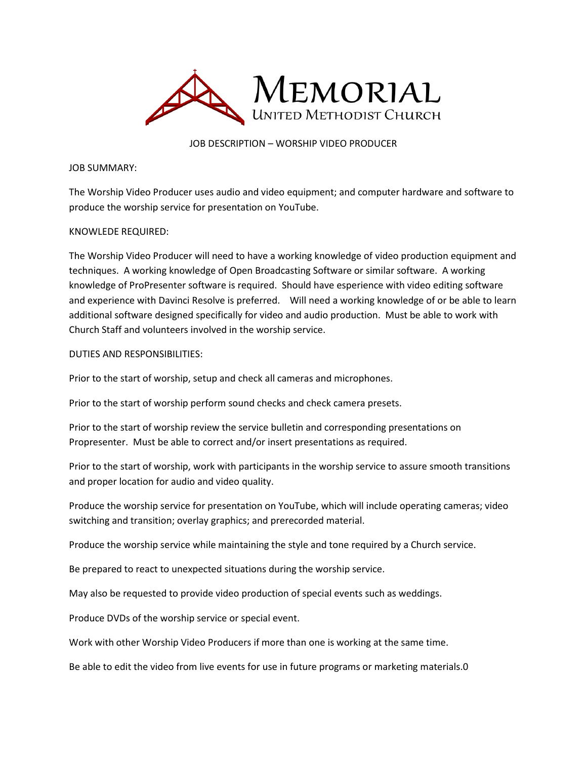# Memorial United Methodist Church

## JOB DESCRIPTION – WORSHIP VIDEO PRODUCER

### JOB SUMMARY:

The Worship Video Producer uses audio and video equipment; and computer hardware and software to produce the worship service for presentation on YouTube.

### KNOWLEDE REQUIRED:

The Worship Video Producer will need to have a working knowledge of video production equipment and techniques. A working knowledge of Open Broadcasting Software or similar software. A working knowledge of ProPresenter software is required. Should have esperience with video editing software and experience with Davinci Resolve is preferred. Will need a working knowledge of or be able to learn additional software designed specifically for video and audio production. Must be able to work with Church Staff and volunteers involved in the worship service.

### DUTIES AND RESPONSIBILITIES:

Prior to the start of worship, setup and check all cameras and microphones.

Prior to the start of worship perform sound checks and check camera presets.

Prior to the start of worship review the service bulletin and corresponding presentations on Propresenter. Must be able to correct and/or insert presentations as required.

Prior to the start of worship, work with participants in the worship service to assure smooth transitions and proper location for audio and video quality.

Produce the worship service for presentation on YouTube, which will include operating cameras; video switching and transition; overlay graphics; and prerecorded material.

Produce the worship service while maintaining the style and tone required by a Church service.

Be prepared to react to unexpected situations during the worship service.

May also be requested to provide video production of special events such as weddings.

Produce DVDs of the worship service or special event.

Work with other Worship Video Producers if more than one is working at the same time.

Be able to edit the video from live events for use in future programs or marketing materials.0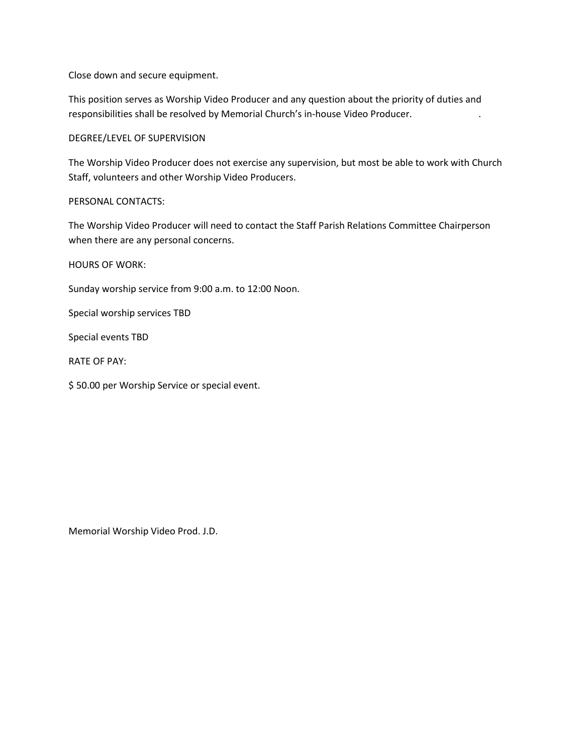Close down and secure equipment.

This position serves as Worship Video Producer and any question about the priority of duties and responsibilities shall be resolved by Memorial Church's in-house Video Producer.                    .

DEGREE/LEVEL OF SUPERVISION

The Worship Video Producer does not exercise any supervision, but most be able to work with Church Staff, volunteers and other Worship Video Producers.

PERSONAL CONTACTS:

The Worship Video Producer will need to contact the Staff Parish Relations Committee Chairperson when there are any personal concerns.

HOURS OF WORK:

Sunday worship service from 9:00 a.m. to 12:00 Noon.

Special worship services TBD

Special events TBD

RATE OF PAY:

$ 50.00 per Worship Service or special event.

Memorial Worship Video Prod. J.D.